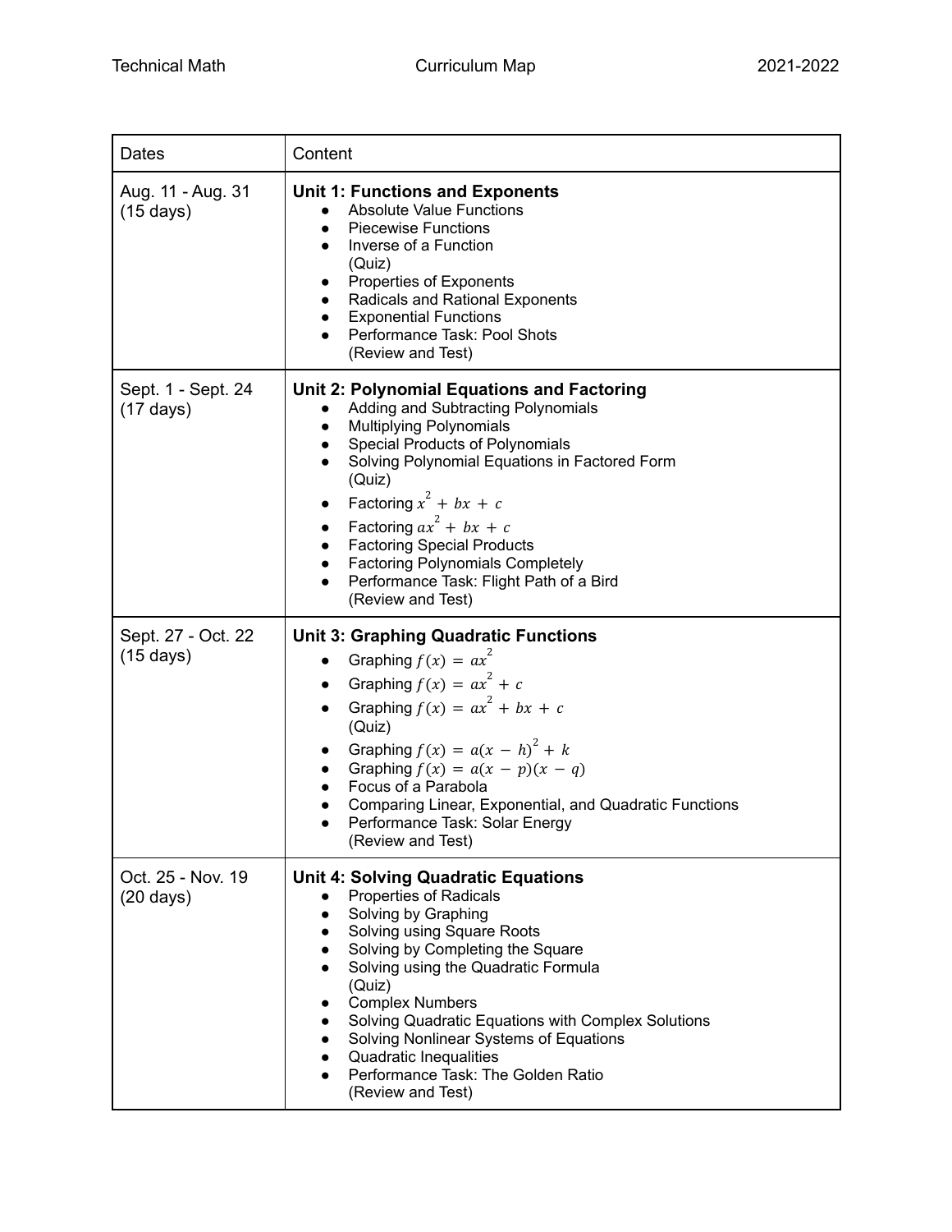| Dates | Content |
|---|---|
| Aug. 11 - Aug. 31 (15 days) | **Unit 1: Functions and Exponents**<br>• Absolute Value Functions<br>• Piecewise Functions<br>• Inverse of a Function<br>(Quiz)<br>• Properties of Exponents<br>• Radicals and Rational Exponents<br>• Exponential Functions<br>• Performance Task: Pool Shots<br>(Review and Test) |
| Sept. 1 - Sept. 24 (17 days) | **Unit 2: Polynomial Equations and Factoring**<br>• Adding and Subtracting Polynomials<br>• Multiplying Polynomials<br>• Special Products of Polynomials<br>• Solving Polynomial Equations in Factored Form<br>(Quiz)<br>• Factoring $x^2 + bx + c$<br>• Factoring $ax^2 + bx + c$<br>• Factoring Special Products<br>• Factoring Polynomials Completely<br>• Performance Task: Flight Path of a Bird<br>(Review and Test) |
| Sept. 27 - Oct. 22 (15 days) | **Unit 3: Graphing Quadratic Functions**<br>• Graphing $f(x) = ax^2$<br>• Graphing $f(x) = ax^2 + c$<br>• Graphing $f(x) = ax^2 + bx + c$<br>(Quiz)<br>• Graphing $f(x) = a(x - h)^2 + k$<br>• Graphing $f(x) = a(x - p)(x - q)$<br>• Focus of a Parabola<br>• Comparing Linear, Exponential, and Quadratic Functions<br>• Performance Task: Solar Energy<br>(Review and Test) |
| Oct. 25 - Nov. 19 (20 days) | **Unit 4: Solving Quadratic Equations**<br>• Properties of Radicals<br>• Solving by Graphing<br>• Solving using Square Roots<br>• Solving by Completing the Square<br>• Solving using the Quadratic Formula<br>(Quiz)<br>• Complex Numbers<br>• Solving Quadratic Equations with Complex Solutions<br>• Solving Nonlinear Systems of Equations<br>• Quadratic Inequalities<br>• Performance Task: The Golden Ratio<br>(Review and Test) |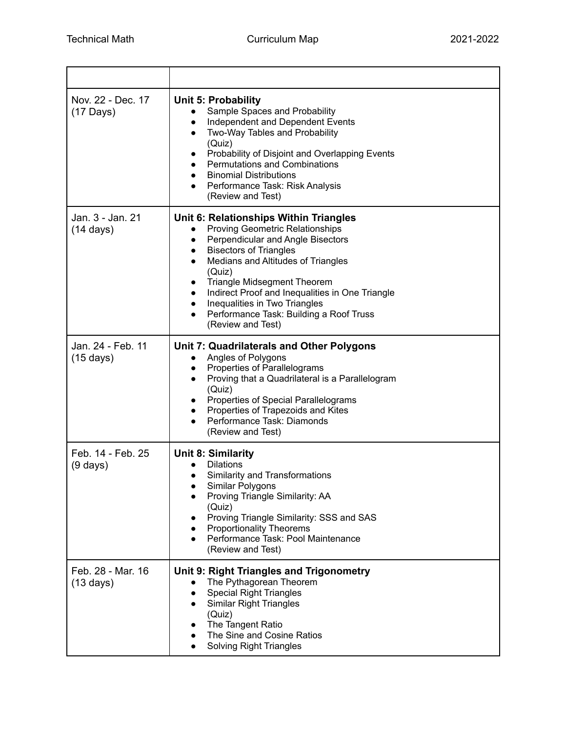| | |
|---|---|
| Nov. 22 - Dec. 17<br>(17 Days) | **Unit 5: Probability**<br>● Sample Spaces and Probability<br>● Independent and Dependent Events<br>● Two-Way Tables and Probability<br>(Quiz)<br>● Probability of Disjoint and Overlapping Events<br>● Permutations and Combinations<br>● Binomial Distributions<br>● Performance Task: Risk Analysis<br>(Review and Test) |
| Jan. 3 - Jan. 21<br>(14 days) | **Unit 6: Relationships Within Triangles**<br>● Proving Geometric Relationships<br>● Perpendicular and Angle Bisectors<br>● Bisectors of Triangles<br>● Medians and Altitudes of Triangles<br>(Quiz)<br>● Triangle Midsegment Theorem<br>● Indirect Proof and Inequalities in One Triangle<br>● Inequalities in Two Triangles<br>● Performance Task: Building a Roof Truss<br>(Review and Test) |
| Jan. 24 - Feb. 11<br>(15 days) | **Unit 7: Quadrilaterals and Other Polygons**<br>● Angles of Polygons<br>● Properties of Parallelograms<br>● Proving that a Quadrilateral is a Parallelogram<br>(Quiz)<br>● Properties of Special Parallelograms<br>● Properties of Trapezoids and Kites<br>● Performance Task: Diamonds<br>(Review and Test) |
| Feb. 14 - Feb. 25<br>(9 days) | **Unit 8: Similarity**<br>● Dilations<br>● Similarity and Transformations<br>● Similar Polygons<br>● Proving Triangle Similarity: AA<br>(Quiz)<br>● Proving Triangle Similarity: SSS and SAS<br>● Proportionality Theorems<br>● Performance Task: Pool Maintenance<br>(Review and Test) |
| Feb. 28 - Mar. 16<br>(13 days) | **Unit 9: Right Triangles and Trigonometry**<br>● The Pythagorean Theorem<br>● Special Right Triangles<br>● Similar Right Triangles<br>(Quiz)<br>● The Tangent Ratio<br>● The Sine and Cosine Ratios<br>● Solving Right Triangles |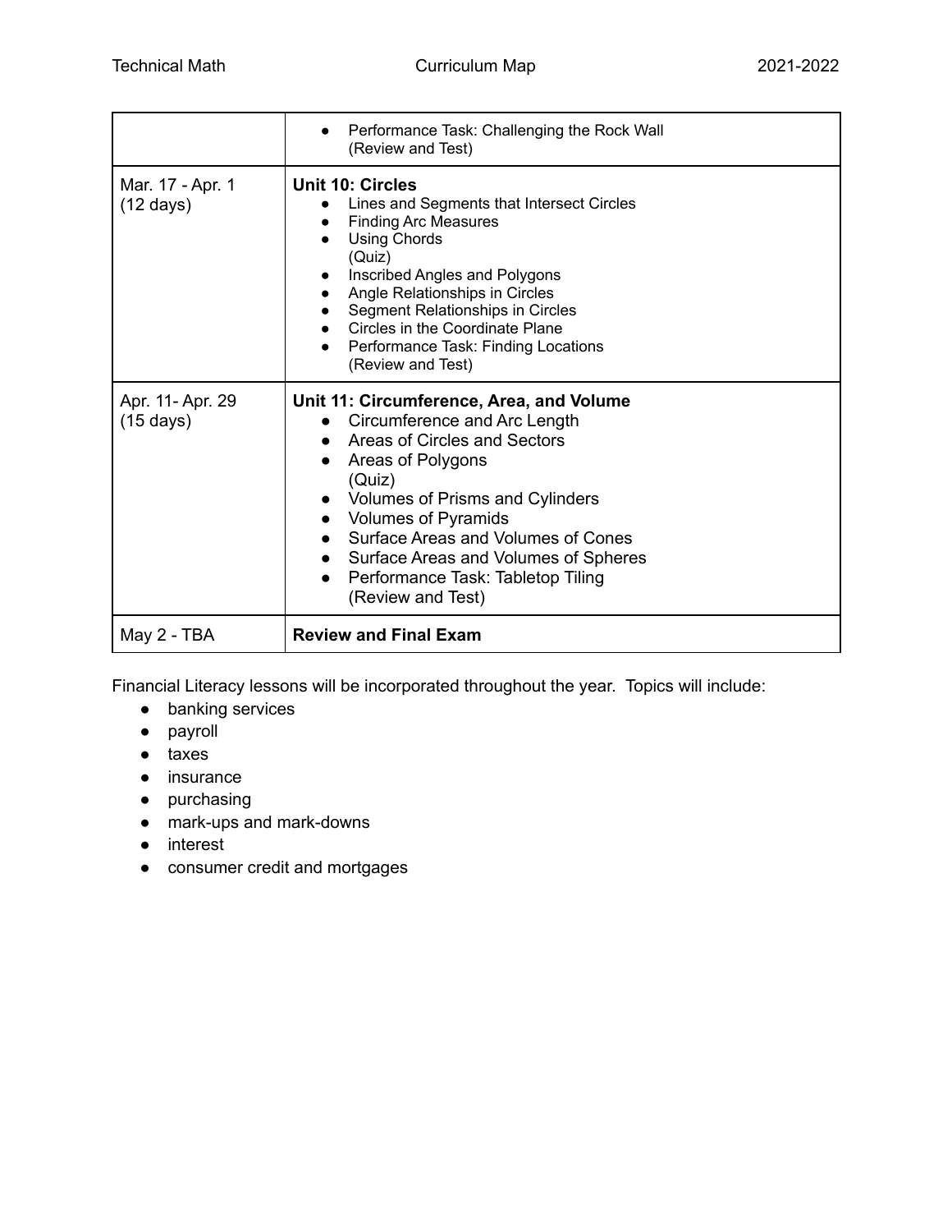| | |
|---|---|
| | • Performance Task: Challenging the Rock Wall<br>(Review and Test) |
| Mar. 17 - Apr. 1<br>(12 days) | **Unit 10: Circles**<br>• Lines and Segments that Intersect Circles<br>• Finding Arc Measures<br>• Using Chords<br>(Quiz)<br>• Inscribed Angles and Polygons<br>• Angle Relationships in Circles<br>• Segment Relationships in Circles<br>• Circles in the Coordinate Plane<br>• Performance Task: Finding Locations<br>(Review and Test) |
| Apr. 11- Apr. 29<br>(15 days) | **Unit 11: Circumference, Area, and Volume**<br>• Circumference and Arc Length<br>• Areas of Circles and Sectors<br>• Areas of Polygons<br>(Quiz)<br>• Volumes of Prisms and Cylinders<br>• Volumes of Pyramids<br>• Surface Areas and Volumes of Cones<br>• Surface Areas and Volumes of Spheres<br>• Performance Task: Tabletop Tiling<br>(Review and Test) |
| May 2 - TBA | **Review and Final Exam** |

Financial Literacy lessons will be incorporated throughout the year. Topics will include:

- banking services
- payroll
- taxes
- insurance
- purchasing
- mark-ups and mark-downs
- interest
- consumer credit and mortgages